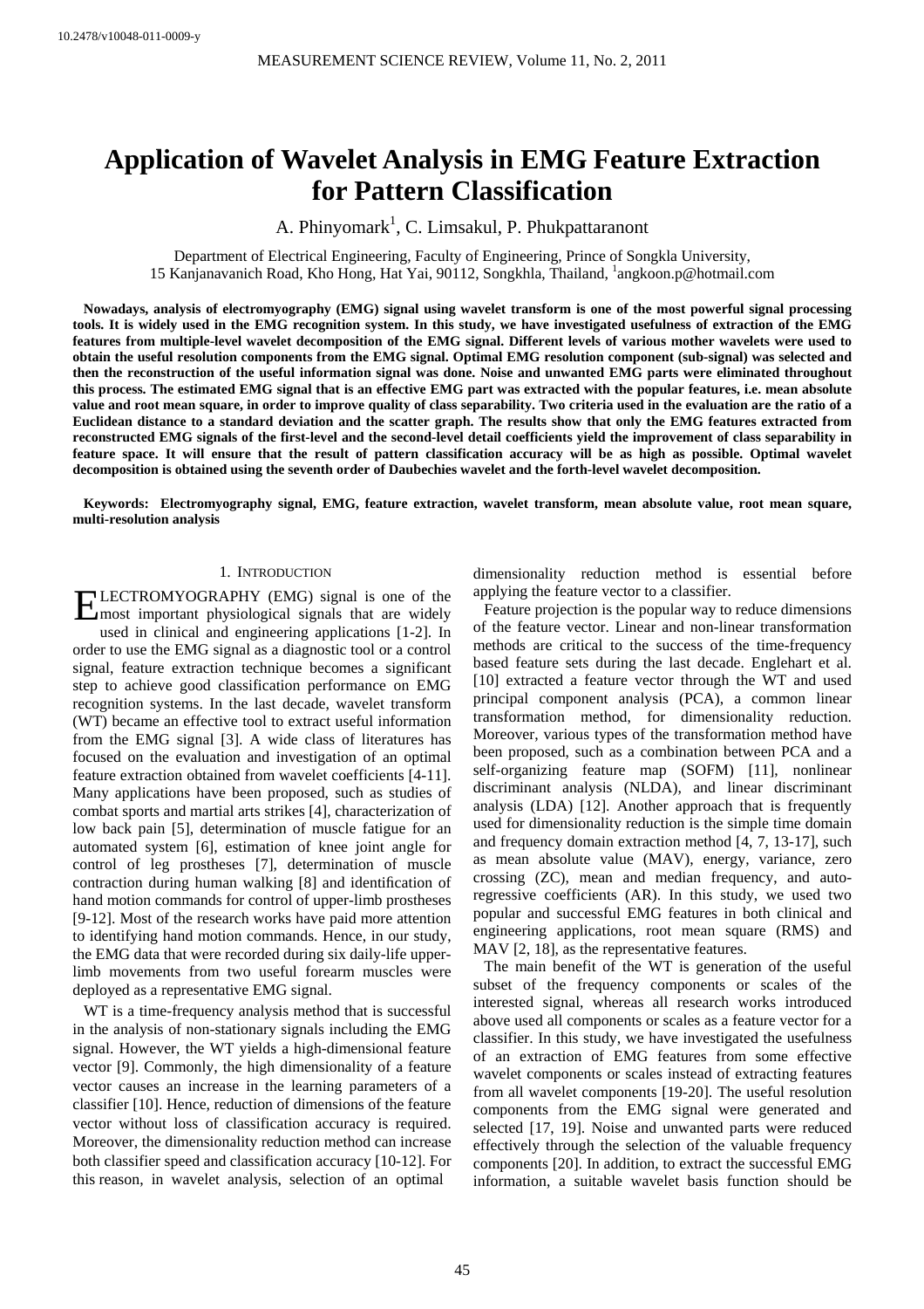10.2478/v10048-011-0009-y

# Application of Wavelet Analysis in EMG Feature Extraction for Pattern Classification

A. Phinyomark[1], C. Limsakul, P. Phukpattaranont

Department of Electrical Engineering, Faculty of Engineering, Prince of Songkla University, 15 Kanjanavanich Road, Kho Hong, Hat Yai, 90112, Songkhla, Thailand, [1]angkoon.p@hotmail.com

**Nowadays, analysis of electromyography (EMG) signal using wavelet transform is one of the most powerful signal processing tools. It is widely used in the EMG recognition system. In this study, we have investigated usefulness of extraction of the EMG features from multiple-level wavelet decomposition of the EMG signal. Different levels of various mother wavelets were used to obtain the useful resolution components from the EMG signal. Optimal EMG resolution component (sub-signal) was selected and then the reconstruction of the useful information signal was done. Noise and unwanted EMG parts were eliminated throughout this process. The estimated EMG signal that is an effective EMG part was extracted with the popular features, i.e. mean absolute value and root mean square, in order to improve quality of class separability. Two criteria used in the evaluation are the ratio of a Euclidean distance to a standard deviation and the scatter graph. The results show that only the EMG features extracted from reconstructed EMG signals of the first-level and the second-level detail coefficients yield the improvement of class separability in feature space. It will ensure that the result of pattern classification accuracy will be as high as possible. Optimal wavelet decomposition is obtained using the seventh order of Daubechies wavelet and the forth-level wavelet decomposition.**

**Keywords: Electromyography signal, EMG, feature extraction, wavelet transform, mean absolute value, root mean square, multi-resolution analysis**

## 1. Introduction

ELECTROMYOGRAPHY (EMG) signal is one of the most important physiological signals that are widely used in clinical and engineering applications [1-2]. In order to use the EMG signal as a diagnostic tool or a control signal, feature extraction technique becomes a significant step to achieve good classification performance on EMG recognition systems. In the last decade, wavelet transform (WT) became an effective tool to extract useful information from the EMG signal [3]. A wide class of literatures has focused on the evaluation and investigation of an optimal feature extraction obtained from wavelet coefficients [4-11]. Many applications have been proposed, such as studies of combat sports and martial arts strikes [4], characterization of low back pain [5], determination of muscle fatigue for an automated system [6], estimation of knee joint angle for control of leg prostheses [7], determination of muscle contraction during human walking [8] and identification of hand motion commands for control of upper-limb prostheses [9-12]. Most of the research works have paid more attention to identifying hand motion commands. Hence, in our study, the EMG data that were recorded during six daily-life upper-limb movements from two useful forearm muscles were deployed as a representative EMG signal.

WT is a time-frequency analysis method that is successful in the analysis of non-stationary signals including the EMG signal. However, the WT yields a high-dimensional feature vector [9]. Commonly, the high dimensionality of a feature vector causes an increase in the learning parameters of a classifier [10]. Hence, reduction of dimensions of the feature vector without loss of classification accuracy is required. Moreover, the dimensionality reduction method can increase both classifier speed and classification accuracy [10-12]. For this reason, in wavelet analysis, selection of an optimal dimensionality reduction method is essential before applying the feature vector to a classifier.

Feature projection is the popular way to reduce dimensions of the feature vector. Linear and non-linear transformation methods are critical to the success of the time-frequency based feature sets during the last decade. Englehart et al. [10] extracted a feature vector through the WT and used principal component analysis (PCA), a common linear transformation method, for dimensionality reduction. Moreover, various types of the transformation method have been proposed, such as a combination between PCA and a self-organizing feature map (SOFM) [11], nonlinear discriminant analysis (NLDA), and linear discriminant analysis (LDA) [12]. Another approach that is frequently used for dimensionality reduction is the simple time domain and frequency domain extraction method [4, 7, 13-17], such as mean absolute value (MAV), energy, variance, zero crossing (ZC), mean and median frequency, and auto-regressive coefficients (AR). In this study, we used two popular and successful EMG features in both clinical and engineering applications, root mean square (RMS) and MAV [2, 18], as the representative features.

The main benefit of the WT is generation of the useful subset of the frequency components or scales of the interested signal, whereas all research works introduced above used all components or scales as a feature vector for a classifier. In this study, we have investigated the usefulness of an extraction of EMG features from some effective wavelet components or scales instead of extracting features from all wavelet components [19-20]. The useful resolution components from the EMG signal were generated and selected [17, 19]. Noise and unwanted parts were reduced effectively through the selection of the valuable frequency components [20]. In addition, to extract the successful EMG information, a suitable wavelet basis function should be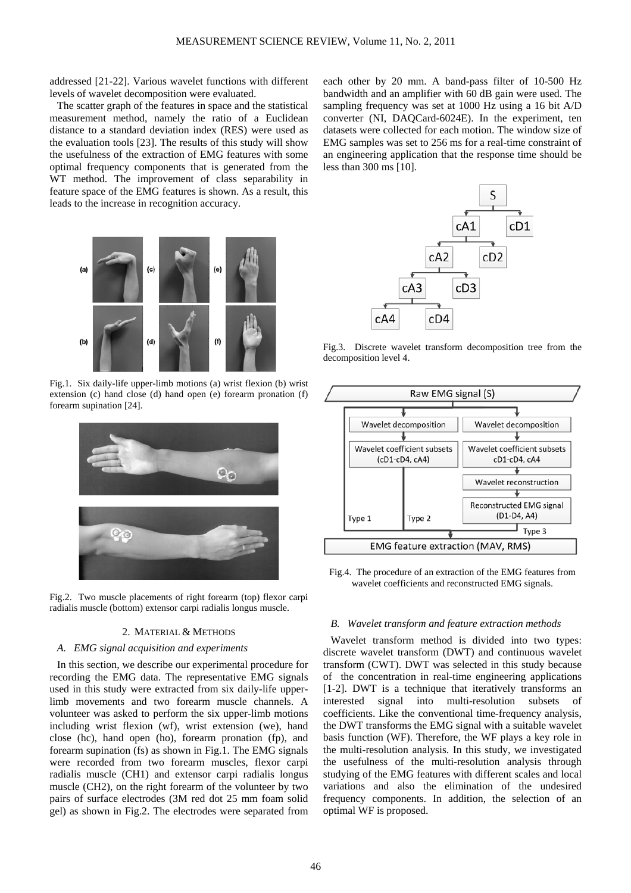addressed [21-22]. Various wavelet functions with different levels of wavelet decomposition were evaluated.

The scatter graph of the features in space and the statistical measurement method, namely the ratio of a Euclidean distance to a standard deviation index (RES) were used as the evaluation tools [23]. The results of this study will show the usefulness of the extraction of EMG features with some optimal frequency components that is generated from the WT method. The improvement of class separability in feature space of the EMG features is shown. As a result, this leads to the increase in recognition accuracy.

Fig.1. Six daily-life upper-limb motions (a) wrist flexion (b) wrist extension (c) hand close (d) hand open (e) forearm pronation (f) forearm supination [24].

Fig.2. Two muscle placements of right forearm (top) flexor carpi radialis muscle (bottom) extensor carpi radialis longus muscle.

## 2. MATERIAL & METHODS

### A. EMG signal acquisition and experiments

In this section, we describe our experimental procedure for recording the EMG data. The representative EMG signals used in this study were extracted from six daily-life upper-limb movements and two forearm muscle channels. A volunteer was asked to perform the six upper-limb motions including wrist flexion (wf), wrist extension (we), hand close (hc), hand open (ho), forearm pronation (fp), and forearm supination (fs) as shown in Fig.1. The EMG signals were recorded from two forearm muscles, flexor carpi radialis muscle (CH1) and extensor carpi radialis longus muscle (CH2), on the right forearm of the volunteer by two pairs of surface electrodes (3M red dot 25 mm foam solid gel) as shown in Fig.2. The electrodes were separated from each other by 20 mm. A band-pass filter of 10-500 Hz bandwidth and an amplifier with 60 dB gain were used. The sampling frequency was set at 1000 Hz using a 16 bit A/D converter (NI, DAQCard-6024E). In the experiment, ten datasets were collected for each motion. The window size of EMG samples was set to 256 ms for a real-time constraint of an engineering application that the response time should be less than 300 ms [10].

Fig.3. Discrete wavelet transform decomposition tree from the decomposition level 4.

Fig.4. The procedure of an extraction of the EMG features from wavelet coefficients and reconstructed EMG signals.

### B. Wavelet transform and feature extraction methods

Wavelet transform method is divided into two types: discrete wavelet transform (DWT) and continuous wavelet transform (CWT). DWT was selected in this study because of the concentration in real-time engineering applications [1-2]. DWT is a technique that iteratively transforms an interested signal into multi-resolution subsets of coefficients. Like the conventional time-frequency analysis, the DWT transforms the EMG signal with a suitable wavelet basis function (WF). Therefore, the WF plays a key role in the multi-resolution analysis. In this study, we investigated the usefulness of the multi-resolution analysis through studying of the EMG features with different scales and local variations and also the elimination of the undesired frequency components. In addition, the selection of an optimal WF is proposed.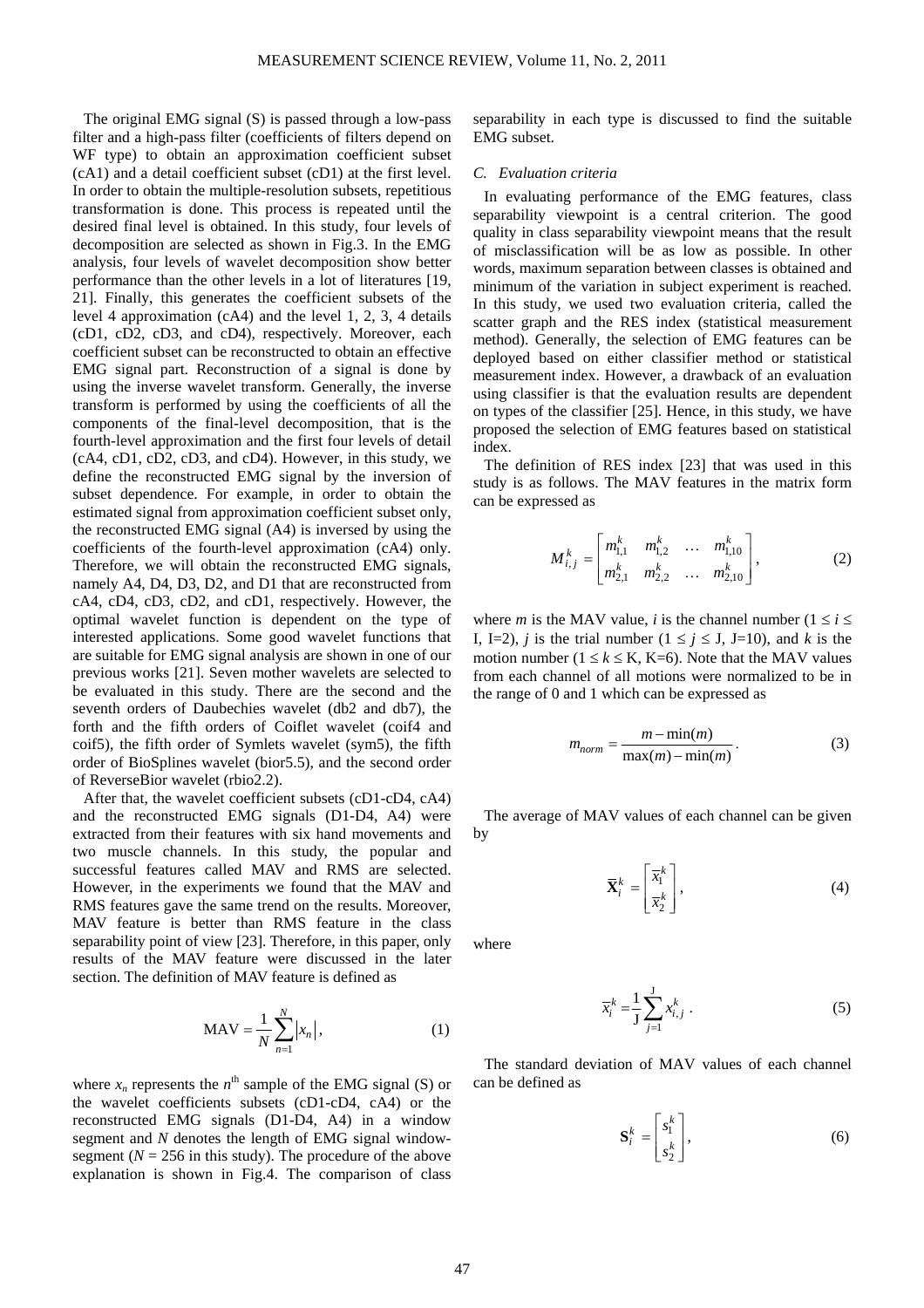The original EMG signal (S) is passed through a low-pass filter and a high-pass filter (coefficients of filters depend on WF type) to obtain an approximation coefficient subset (cA1) and a detail coefficient subset (cD1) at the first level. In order to obtain the multiple-resolution subsets, repetitious transformation is done. This process is repeated until the desired final level is obtained. In this study, four levels of decomposition are selected as shown in Fig.3. In the EMG analysis, four levels of wavelet decomposition show better performance than the other levels in a lot of literatures [19, 21]. Finally, this generates the coefficient subsets of the level 4 approximation (cA4) and the level 1, 2, 3, 4 details (cD1, cD2, cD3, and cD4), respectively. Moreover, each coefficient subset can be reconstructed to obtain an effective EMG signal part. Reconstruction of a signal is done by using the inverse wavelet transform. Generally, the inverse transform is performed by using the coefficients of all the components of the final-level decomposition, that is the fourth-level approximation and the first four levels of detail (cA4, cD1, cD2, cD3, and cD4). However, in this study, we define the reconstructed EMG signal by the inversion of subset dependence. For example, in order to obtain the estimated signal from approximation coefficient subset only, the reconstructed EMG signal (A4) is inversed by using the coefficients of the fourth-level approximation (cA4) only. Therefore, we will obtain the reconstructed EMG signals, namely A4, D4, D3, D2, and D1 that are reconstructed from cA4, cD4, cD3, cD2, and cD1, respectively. However, the optimal wavelet function is dependent on the type of interested applications. Some good wavelet functions that are suitable for EMG signal analysis are shown in one of our previous works [21]. Seven mother wavelets are selected to be evaluated in this study. There are the second and the seventh orders of Daubechies wavelet (db2 and db7), the forth and the fifth orders of Coiflet wavelet (coif4 and coif5), the fifth order of Symlets wavelet (sym5), the fifth order of BioSplines wavelet (bior5.5), and the second order of ReverseBior wavelet (rbio2.2).

After that, the wavelet coefficient subsets (cD1-cD4, cA4) and the reconstructed EMG signals (D1-D4, A4) were extracted from their features with six hand movements and two muscle channels. In this study, the popular and successful features called MAV and RMS are selected. However, in the experiments we found that the MAV and RMS features gave the same trend on the results. Moreover, MAV feature is better than RMS feature in the class separability point of view [23]. Therefore, in this paper, only results of the MAV feature were discussed in the later section. The definition of MAV feature is defined as

$$\mathrm{MAV} = \frac{1}{N}\sum_{n=1}^{N}\left|x_n\right|, \tag{1}$$

where $x_n$ represents the $n^{\text{th}}$ sample of the EMG signal (S) or the wavelet coefficients subsets (cD1-cD4, cA4) or the reconstructed EMG signals (D1-D4, A4) in a window segment and $N$ denotes the length of EMG signal window-segment ($N = 256$ in this study). The procedure of the above explanation is shown in Fig.4. The comparison of class separability in each type is discussed to find the suitable EMG subset.

### *C. Evaluation criteria*

In evaluating performance of the EMG features, class separability viewpoint is a central criterion. The good quality in class separability viewpoint means that the result of misclassification will be as low as possible. In other words, maximum separation between classes is obtained and minimum of the variation in subject experiment is reached. In this study, we used two evaluation criteria, called the scatter graph and the RES index (statistical measurement method). Generally, the selection of EMG features can be deployed based on either classifier method or statistical measurement index. However, a drawback of an evaluation using classifier is that the evaluation results are dependent on types of the classifier [25]. Hence, in this study, we have proposed the selection of EMG features based on statistical index.

The definition of RES index [23] that was used in this study is as follows. The MAV features in the matrix form can be expressed as

$$M_{i,j}^{k} = \begin{bmatrix} m_{1,1}^{k} & m_{1,2}^{k} & \dots & m_{1,10}^{k} \\ m_{2,1}^{k} & m_{2,2}^{k} & \dots & m_{2,10}^{k} \end{bmatrix}, \tag{2}$$

where $m$ is the MAV value, $i$ is the channel number ($1 \le i \le$ I, I=2), $j$ is the trial number ($1 \le j \le$ J, J=10), and $k$ is the motion number ($1 \le k \le$ K, K=6). Note that the MAV values from each channel of all motions were normalized to be in the range of 0 and 1 which can be expressed as

$$m_{norm} = \frac{m - \min(m)}{\max(m) - \min(m)}. \tag{3}$$

The average of MAV values of each channel can be given by

$$\overline{\mathbf{X}}_i^k = \begin{bmatrix} \overline{x}_1^k \\ \overline{x}_2^k \end{bmatrix}, \tag{4}$$

where

$$\overline{x}_i^k = \frac{1}{\mathrm{J}}\sum_{j=1}^{\mathrm{J}} x_{i,j}^k . \tag{5}$$

The standard deviation of MAV values of each channel can be defined as

$$\mathbf{S}_i^k = \begin{bmatrix} s_1^k \\ s_2^k \end{bmatrix}, \tag{6}$$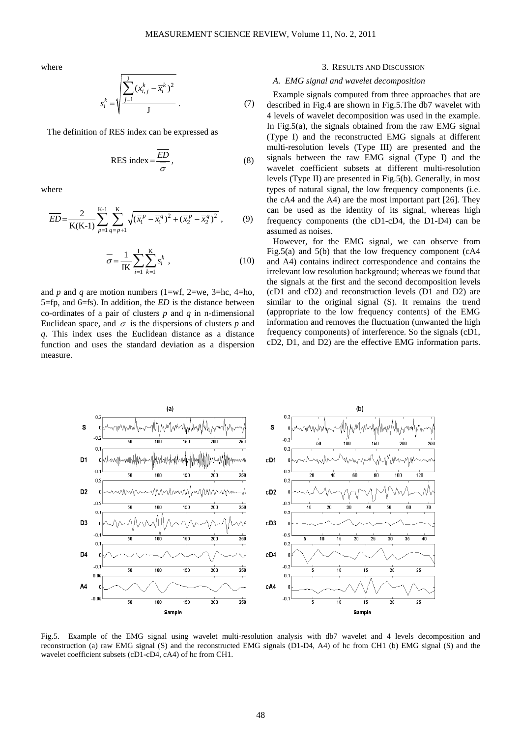where

$$s_i^k = \sqrt{\frac{\sum_{j=1}^{J} (x_{i,j}^k - \bar{x}_i^k)^2}{J}} \ . \tag{7}$$

The definition of RES index can be expressed as

$$\text{RES index} = \frac{\overline{ED}}{\bar{\sigma}} , \tag{8}$$

where

$$\overline{ED} = \frac{2}{K(K\text{-}1)} \sum_{p=1}^{K\text{-}1} \sum_{q=p+1}^{K} \sqrt{(\bar{x}_1^p - \bar{x}_1^q)^2 + (\bar{x}_2^p - \bar{x}_2^q)^2} \ , \tag{9}$$

$$\bar{\sigma} = \frac{1}{IK} \sum_{i=1}^{I} \sum_{k=1}^{K} s_i^k \ , \tag{10}$$

and *p* and *q* are motion numbers (1=wf, 2=we, 3=hc, 4=ho, 5=fp, and 6=fs). In addition, the *ED* is the distance between co-ordinates of a pair of clusters *p* and *q* in n-dimensional Euclidean space, and $\sigma$ is the dispersions of clusters *p* and *q*. This index uses the Euclidean distance as a distance function and uses the standard deviation as a dispersion measure.

## 3. Results and Discussion

### A. EMG signal and wavelet decomposition

Example signals computed from three approaches that are described in Fig.4 are shown in Fig.5.The db7 wavelet with 4 levels of wavelet decomposition was used in the example. In Fig.5(a), the signals obtained from the raw EMG signal (Type I) and the reconstructed EMG signals at different multi-resolution levels (Type III) are presented and the signals between the raw EMG signal (Type I) and the wavelet coefficient subsets at different multi-resolution levels (Type II) are presented in Fig.5(b). Generally, in most types of natural signal, the low frequency components (i.e. the cA4 and the A4) are the most important part [26]. They can be used as the identity of its signal, whereas high frequency components (the cD1-cD4, the D1-D4) can be assumed as noises.

However, for the EMG signal, we can observe from Fig.5(a) and 5(b) that the low frequency component (cA4 and A4) contains indirect correspondence and contains the irrelevant low resolution background; whereas we found that the signals at the first and the second decomposition levels (cD1 and cD2) and reconstruction levels (D1 and D2) are similar to the original signal (S). It remains the trend (appropriate to the low frequency contents) of the EMG information and removes the fluctuation (unwanted the high frequency components) of interference. So the signals (cD1, cD2, D1, and D2) are the effective EMG information parts.

Fig.5. Example of the EMG signal using wavelet multi-resolution analysis with db7 wavelet and 4 levels decomposition and reconstruction (a) raw EMG signal (S) and the reconstructed EMG signals (D1-D4, A4) of hc from CH1 (b) EMG signal (S) and the wavelet coefficient subsets (cD1-cD4, cA4) of hc from CH1.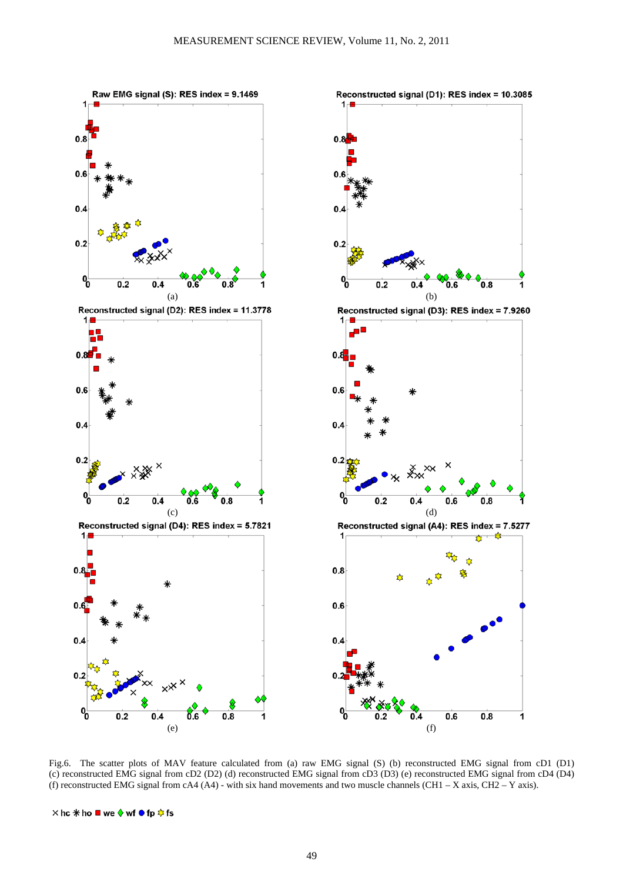Fig.6. The scatter plots of MAV feature calculated from (a) raw EMG signal (S) (b) reconstructed EMG signal from cD1 (D1) (c) reconstructed EMG signal from cD2 (D2) (d) reconstructed EMG signal from cD3 (D3) (e) reconstructed EMG signal from cD4 (D4) (f) reconstructed EMG signal from cA4 (A4) - with six hand movements and two muscle channels (CH1 – X axis, CH2 – Y axis).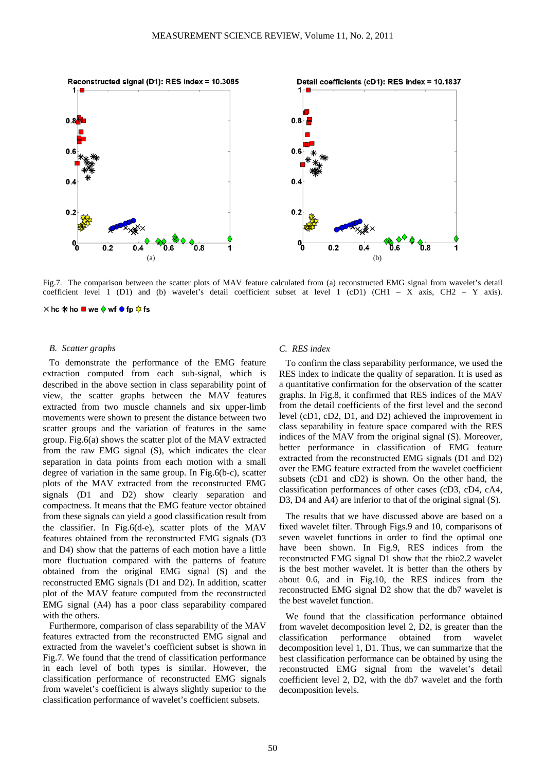Fig.7. The comparison between the scatter plots of MAV feature calculated from (a) reconstructed EMG signal from wavelet's detail coefficient level 1 (D1) and (b) wavelet's detail coefficient subset at level 1 (cD1) (CH1 – X axis, CH2 – Y axis).

### *B. Scatter graphs*

To demonstrate the performance of the EMG feature extraction computed from each sub-signal, which is described in the above section in class separability point of view, the scatter graphs between the MAV features extracted from two muscle channels and six upper-limb movements were shown to present the distance between two scatter groups and the variation of features in the same group. Fig.6(a) shows the scatter plot of the MAV extracted from the raw EMG signal (S), which indicates the clear separation in data points from each motion with a small degree of variation in the same group. In Fig.6(b-c), scatter plots of the MAV extracted from the reconstructed EMG signals (D1 and D2) show clearly separation and compactness. It means that the EMG feature vector obtained from these signals can yield a good classification result from the classifier. In Fig.6(d-e), scatter plots of the MAV features obtained from the reconstructed EMG signals (D3 and D4) show that the patterns of each motion have a little more fluctuation compared with the patterns of feature obtained from the original EMG signal (S) and the reconstructed EMG signals (D1 and D2). In addition, scatter plot of the MAV feature computed from the reconstructed EMG signal (A4) has a poor class separability compared with the others.

Furthermore, comparison of class separability of the MAV features extracted from the reconstructed EMG signal and extracted from the wavelet's coefficient subset is shown in Fig.7. We found that the trend of classification performance in each level of both types is similar. However, the classification performance of reconstructed EMG signals from wavelet's coefficient is always slightly superior to the classification performance of wavelet's coefficient subsets.

### *C. RES index*

To confirm the class separability performance, we used the RES index to indicate the quality of separation. It is used as a quantitative confirmation for the observation of the scatter graphs. In Fig.8, it confirmed that RES indices of the MAV from the detail coefficients of the first level and the second level (cD1, cD2, D1, and D2) achieved the improvement in class separability in feature space compared with the RES indices of the MAV from the original signal (S). Moreover, better performance in classification of EMG feature extracted from the reconstructed EMG signals (D1 and D2) over the EMG feature extracted from the wavelet coefficient subsets (cD1 and cD2) is shown. On the other hand, the classification performances of other cases (cD3, cD4, cA4, D3, D4 and A4) are inferior to that of the original signal (S).

The results that we have discussed above are based on a fixed wavelet filter. Through Figs.9 and 10, comparisons of seven wavelet functions in order to find the optimal one have been shown. In Fig.9, RES indices from the reconstructed EMG signal D1 show that the rbio2.2 wavelet is the best mother wavelet. It is better than the others by about 0.6, and in Fig.10, the RES indices from the reconstructed EMG signal D2 show that the db7 wavelet is the best wavelet function.

We found that the classification performance obtained from wavelet decomposition level 2, D2, is greater than the classification performance obtained from wavelet decomposition level 1, D1. Thus, we can summarize that the best classification performance can be obtained by using the reconstructed EMG signal from the wavelet's detail coefficient level 2, D2, with the db7 wavelet and the forth decomposition levels.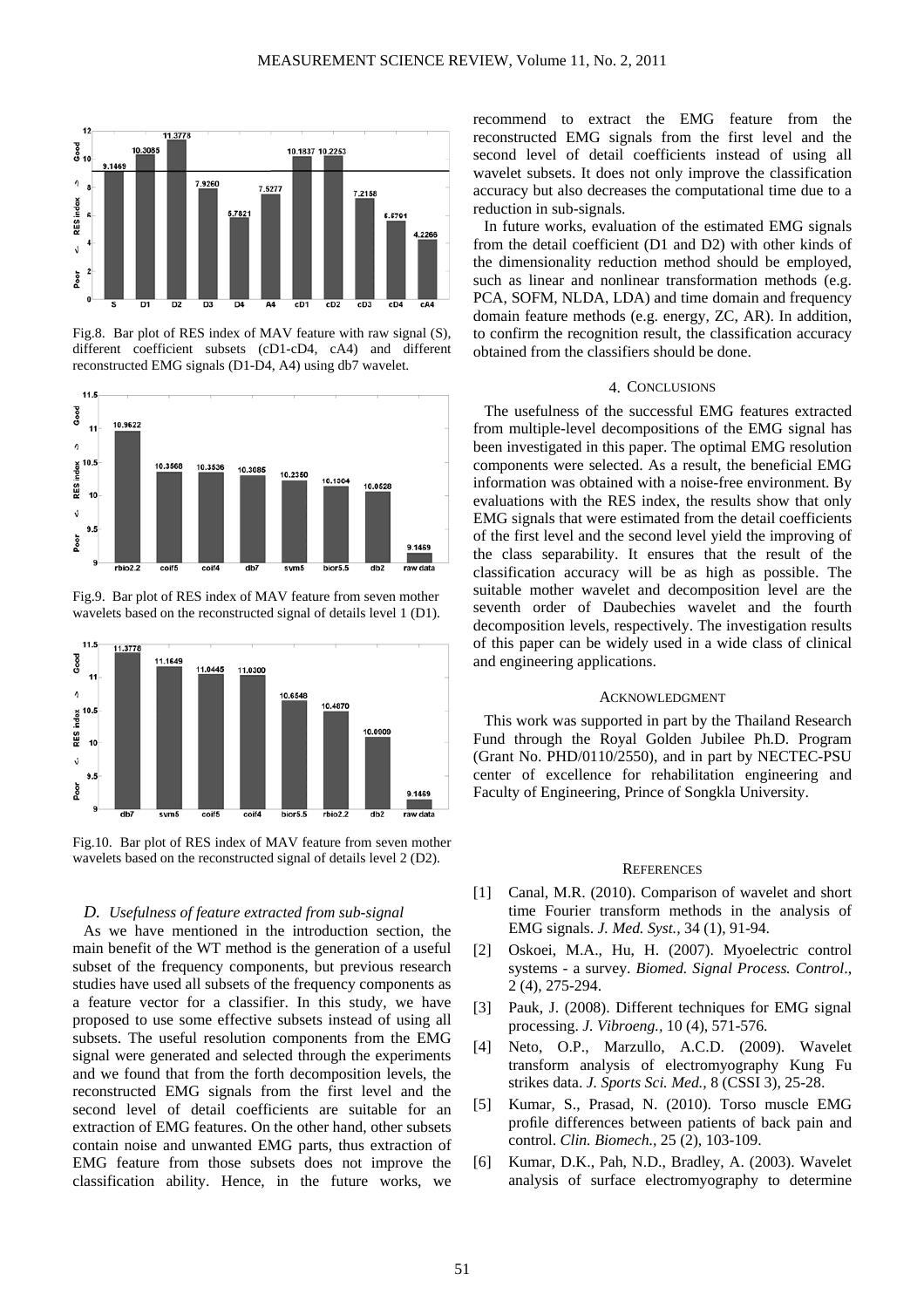Good
RES index ->
<-
Poor

9.1469 10.3085 11.3778 7.9260 5.7821 7.5277 10.1837 10.2253 7.2158 5.5791 4.2266

S D1 D2 D3 D4 A4 cD1 cD2 cD3 cD4 cA4

Fig.8. Bar plot of RES index of MAV feature with raw signal (S), different coefficient subsets (cD1-cD4, cA4) and different reconstructed EMG signals (D1-D4, A4) using db7 wavelet.

Good
RES index ->
<-
Poor

10.9622 10.3568 10.3536 10.3085 10.2350 10.1304 10.0528 9.1469

rbio2.2 coif5 coif4 db7 sym5 bior5.5 db2 raw data

Fig.9. Bar plot of RES index of MAV feature from seven mother wavelets based on the reconstructed signal of details level 1 (D1).

Good
RES index ->
<-
Poor

11.3778 11.1649 11.0445 11.0300 10.6548 10.4670 10.0909 9.1469

db7 sym5 coif5 coif4 bior5.5 rbio2.2 db2 raw data

Fig.10. Bar plot of RES index of MAV feature from seven mother wavelets based on the reconstructed signal of details level 2 (D2).

### *D. Usefulness of feature extracted from sub-signal*

As we have mentioned in the introduction section, the main benefit of the WT method is the generation of a useful subset of the frequency components, but previous research studies have used all subsets of the frequency components as a feature vector for a classifier. In this study, we have proposed to use some effective subsets instead of using all subsets. The useful resolution components from the EMG signal were generated and selected through the experiments and we found that from the forth decomposition levels, the reconstructed EMG signals from the first level and the second level of detail coefficients are suitable for an extraction of EMG features. On the other hand, other subsets contain noise and unwanted EMG parts, thus extraction of EMG feature from those subsets does not improve the classification ability. Hence, in the future works, we recommend to extract the EMG feature from the reconstructed EMG signals from the first level and the second level of detail coefficients instead of using all wavelet subsets. It does not only improve the classification accuracy but also decreases the computational time due to a reduction in sub-signals.

In future works, evaluation of the estimated EMG signals from the detail coefficient (D1 and D2) with other kinds of the dimensionality reduction method should be employed, such as linear and nonlinear transformation methods (e.g. PCA, SOFM, NLDA, LDA) and time domain and frequency domain feature methods (e.g. energy, ZC, AR). In addition, to confirm the recognition result, the classification accuracy obtained from the classifiers should be done.

## 4. Conclusions

The usefulness of the successful EMG features extracted from multiple-level decompositions of the EMG signal has been investigated in this paper. The optimal EMG resolution components were selected. As a result, the beneficial EMG information was obtained with a noise-free environment. By evaluations with the RES index, the results show that only EMG signals that were estimated from the detail coefficients of the first level and the second level yield the improving of the class separability. It ensures that the result of the classification accuracy will be as high as possible. The suitable mother wavelet and decomposition level are the seventh order of Daubechies wavelet and the fourth decomposition levels, respectively. The investigation results of this paper can be widely used in a wide class of clinical and engineering applications.

## Acknowledgment

This work was supported in part by the Thailand Research Fund through the Royal Golden Jubilee Ph.D. Program (Grant No. PHD/0110/2550), and in part by NECTEC-PSU center of excellence for rehabilitation engineering and Faculty of Engineering, Prince of Songkla University.

## References

[1] Canal, M.R. (2010). Comparison of wavelet and short time Fourier transform methods in the analysis of EMG signals. *J. Med. Syst.*, 34 (1), 91-94.

[2] Oskoei, M.A., Hu, H. (2007). Myoelectric control systems - a survey. *Biomed. Signal Process. Control.*, 2 (4), 275-294.

[3] Pauk, J. (2008). Different techniques for EMG signal processing. *J. Vibroeng.*, 10 (4), 571-576.

[4] Neto, O.P., Marzullo, A.C.D. (2009). Wavelet transform analysis of electromyography Kung Fu strikes data. *J. Sports Sci. Med.*, 8 (CSSI 3), 25-28.

[5] Kumar, S., Prasad, N. (2010). Torso muscle EMG profile differences between patients of back pain and control. *Clin. Biomech.*, 25 (2), 103-109.

[6] Kumar, D.K., Pah, N.D., Bradley, A. (2003). Wavelet analysis of surface electromyography to determine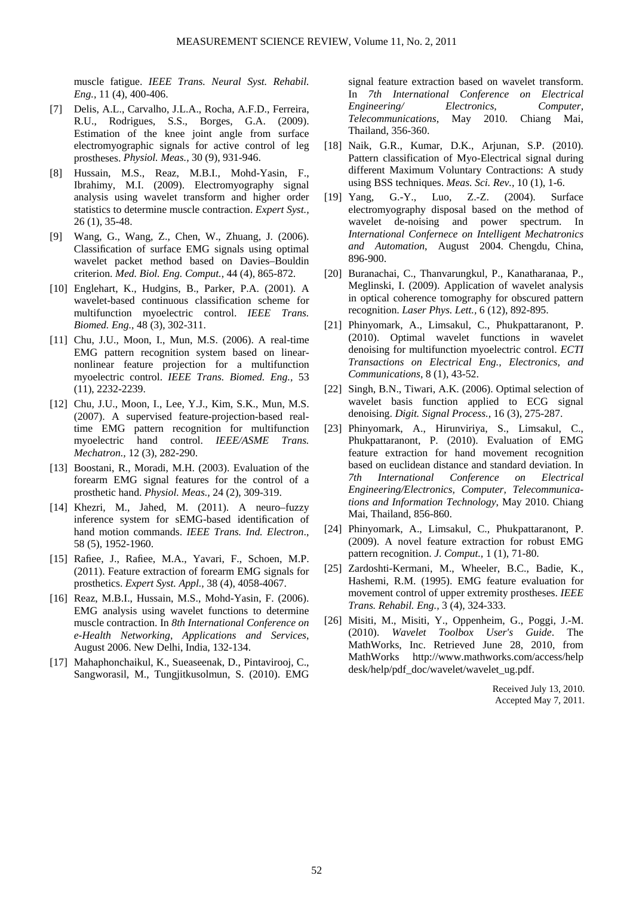muscle fatigue. *IEEE Trans. Neural Syst. Rehabil. Eng.,* 11 (4), 400-406.

[7] Delis, A.L., Carvalho, J.L.A., Rocha, A.F.D., Ferreira, R.U., Rodrigues, S.S., Borges, G.A. (2009). Estimation of the knee joint angle from surface electromyographic signals for active control of leg prostheses. *Physiol. Meas.,* 30 (9), 931-946.

[8] Hussain, M.S., Reaz, M.B.I., Mohd-Yasin, F., Ibrahimy, M.I. (2009). Electromyography signal analysis using wavelet transform and higher order statistics to determine muscle contraction. *Expert Syst.,* 26 (1), 35-48.

[9] Wang, G., Wang, Z., Chen, W., Zhuang, J. (2006). Classification of surface EMG signals using optimal wavelet packet method based on Davies–Bouldin criterion. *Med. Biol. Eng. Comput.,* 44 (4), 865-872.

[10] Englehart, K., Hudgins, B., Parker, P.A. (2001). A wavelet-based continuous classification scheme for multifunction myoelectric control. *IEEE Trans. Biomed. Eng.,* 48 (3), 302-311.

[11] Chu, J.U., Moon, I., Mun, M.S. (2006). A real-time EMG pattern recognition system based on linear-nonlinear feature projection for a multifunction myoelectric control. *IEEE Trans. Biomed. Eng.,* 53 (11), 2232-2239.

[12] Chu, J.U., Moon, I., Lee, Y.J., Kim, S.K., Mun, M.S. (2007). A supervised feature-projection-based real-time EMG pattern recognition for multifunction myoelectric hand control. *IEEE/ASME Trans. Mechatron.,* 12 (3), 282-290.

[13] Boostani, R., Moradi, M.H. (2003). Evaluation of the forearm EMG signal features for the control of a prosthetic hand. *Physiol. Meas.,* 24 (2), 309-319.

[14] Khezri, M., Jahed, M. (2011). A neuro–fuzzy inference system for sEMG-based identification of hand motion commands. *IEEE Trans. Ind. Electron*., 58 (5), 1952-1960.

[15] Rafiee, J., Rafiee, M.A., Yavari, F., Schoen, M.P. (2011). Feature extraction of forearm EMG signals for prosthetics. *Expert Syst. Appl.,* 38 (4), 4058-4067.

[16] Reaz, M.B.I., Hussain, M.S., Mohd-Yasin, F. (2006). EMG analysis using wavelet functions to determine muscle contraction. In *8th International Conference on e-Health Networking, Applications and Services*, August 2006. New Delhi, India, 132-134.

[17] Mahaphonchaikul, K., Sueaseenak, D., Pintavirooj, C., Sangworasil, M., Tungjitkusolmun, S. (2010). EMG signal feature extraction based on wavelet transform. In *7th International Conference on Electrical Engineering/ Electronics, Computer, Telecommunications*, May 2010. Chiang Mai, Thailand, 356-360.

[18] Naik, G.R., Kumar, D.K., Arjunan, S.P. (2010). Pattern classification of Myo-Electrical signal during different Maximum Voluntary Contractions: A study using BSS techniques. *Meas. Sci. Rev.,* 10 (1), 1-6.

[19] Yang, G.-Y., Luo, Z.-Z. (2004). Surface electromyography disposal based on the method of wavelet de-noising and power spectrum. In *International Confernece on Intelligent Mechatronics and Automation*, August 2004. Chengdu, China, 896-900.

[20] Buranachai, C., Thanvarungkul, P., Kanatharanaa, P., Meglinski, I. (2009). Application of wavelet analysis in optical coherence tomography for obscured pattern recognition. *Laser Phys. Lett.,* 6 (12), 892-895.

[21] Phinyomark, A., Limsakul, C., Phukpattaranont, P. (2010). Optimal wavelet functions in wavelet denoising for multifunction myoelectric control. *ECTI Transactions on Electrical Eng., Electronics, and Communications*, 8 (1), 43-52.

[22] Singh, B.N., Tiwari, A.K. (2006). Optimal selection of wavelet basis function applied to ECG signal denoising. *Digit. Signal Process.,* 16 (3), 275-287.

[23] Phinyomark, A., Hirunviriya, S., Limsakul, C., Phukpattaranont, P. (2010). Evaluation of EMG feature extraction for hand movement recognition based on euclidean distance and standard deviation. In *7th International Conference on Electrical Engineering/Electronics, Computer, Telecommunications and Information Technology*, May 2010. Chiang Mai, Thailand, 856-860.

[24] Phinyomark, A., Limsakul, C., Phukpattaranont, P. (2009). A novel feature extraction for robust EMG pattern recognition. *J. Comput.,* 1 (1), 71-80.

[25] Zardoshti-Kermani, M., Wheeler, B.C., Badie, K., Hashemi, R.M. (1995). EMG feature evaluation for movement control of upper extremity prostheses. *IEEE Trans. Rehabil. Eng.,* 3 (4), 324-333.

[26] Misiti, M., Misiti, Y., Oppenheim, G., Poggi, J.-M. (2010). *Wavelet Toolbox User's Guide*. The MathWorks, Inc. Retrieved June 28, 2010, from MathWorks http://www.mathworks.com/access/helpdesk/help/pdf_doc/wavelet/wavelet_ug.pdf.

Received July 13, 2010.
Accepted May 7, 2011.